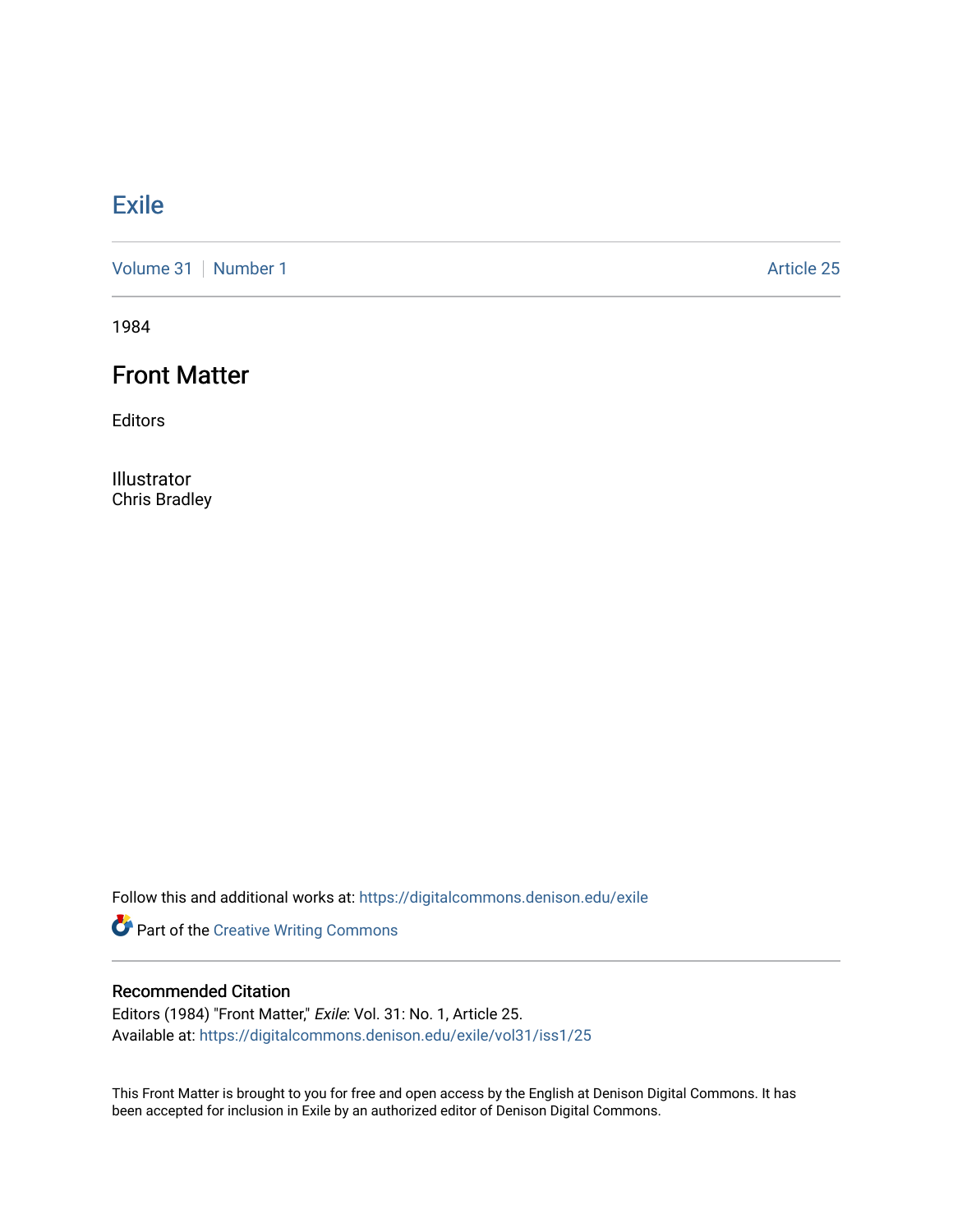# Exile

Volume 31 | Number 1 Article 25

1984

## Front Matter

Editors

Illustrator
Chris Bradley

Follow this and additional works at: https://digitalcommons.denison.edu/exile

Part of the Creative Writing Commons

### Recommended Citation

Editors (1984) "Front Matter," *Exile*: Vol. 31: No. 1, Article 25.
Available at: https://digitalcommons.denison.edu/exile/vol31/iss1/25

This Front Matter is brought to you for free and open access by the English at Denison Digital Commons. It has been accepted for inclusion in Exile by an authorized editor of Denison Digital Commons.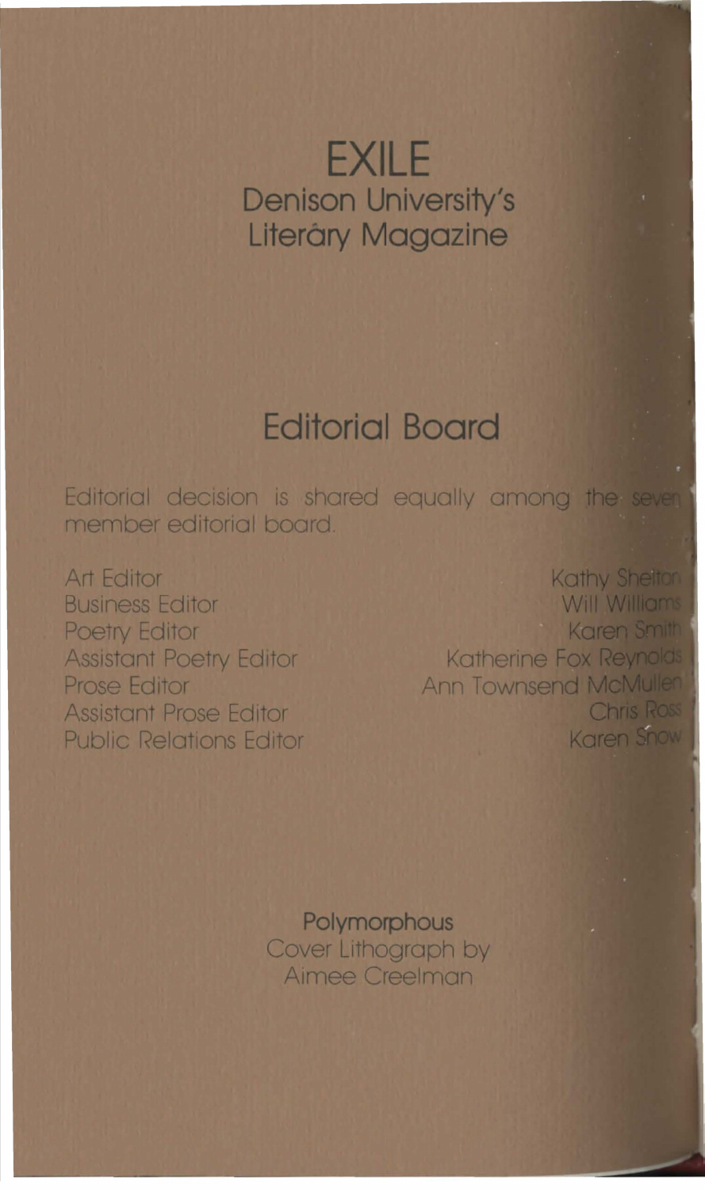# EXILE

Denison University's Literary Magazine

## Editorial Board

Editorial decision is shared equally among the seven member editorial board.

| | |
|---|---|
| Art Editor | Kathy Shelton |
| Business Editor | Will Williams |
| Poetry Editor | Karen Smith |
| Assistant Poetry Editor | Katherine Fox Reynolds |
| Prose Editor | Ann Townsend McMullen |
| Assistant Prose Editor | Chris Ross |
| Public Relations Editor | Karen Snow |

**Polymorphous**
Cover Lithograph by
Aimee Creelman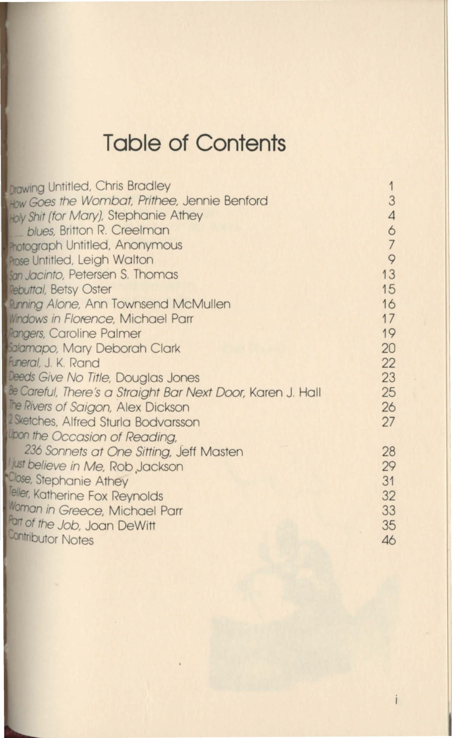# Table of Contents

| | |
|---|---|
| Drawing Untitled, Chris Bradley | 1 |
| *How Goes the Wombat, Prithee,* Jennie Benford | 3 |
| *Holy Shit (for Mary),* Stephanie Athey | 4 |
| *.... blues,* Britton R. Creelman | 6 |
| Photograph Untitled, Anonymous | 7 |
| Prose Untitled, Leigh Walton | 9 |
| *San Jacinto,* Petersen S. Thomas | 13 |
| *Rebuttal,* Betsy Oster | 15 |
| *Running Alone,* Ann Townsend McMullen | 16 |
| *Windows in Florence,* Michael Parr | 17 |
| *Rangers,* Caroline Palmer | 19 |
| *Salamapo,* Mary Deborah Clark | 20 |
| *Funeral,* J. K. Rand | 22 |
| *Deeds Give No Title,* Douglas Jones | 23 |
| *Be Careful, There's a Straight Bar Next Door,* Karen J. Hall | 25 |
| *The Rivers of Saigon,* Alex Dickson | 26 |
| 2 Sketches, Alfred Sturla Bodvarsson | 27 |
| *Upon the Occasion of Reading, 236 Sonnets at One Sitting,* Jeff Masten | 28 |
| *I just believe in Me,* Rob Jackson | 29 |
| *Close,* Stephanie Athey | 31 |
| *Teller,* Katherine Fox Reynolds | 32 |
| *Woman in Greece,* Michael Parr | 33 |
| *Part of the Job,* Joan DeWitt | 35 |
| Contributor Notes | 46 |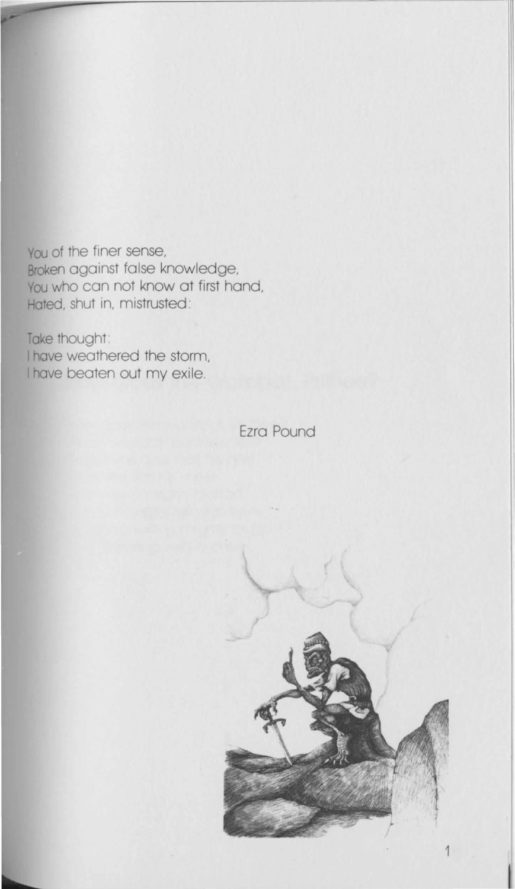You of the finer sense,
Broken against false knowledge,
You who can not know at first hand,
Hated, shut in, mistrusted:

Take thought:
I have weathered the storm,
I have beaten out my exile.

Ezra Pound